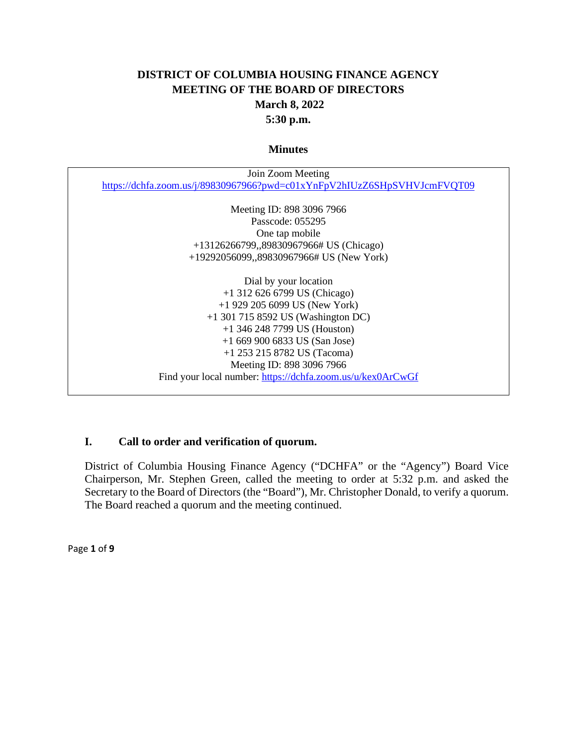# DISTRICT OF COLUMBIA HOUSING FINANCE AGENCY
## MEETING OF THE BOARD OF DIRECTORS
### March 8, 2022
### 5:30 p.m.

**Minutes**

Join Zoom Meeting
https://dchfa.zoom.us/j/89830967966?pwd=c01xYnFpV2hIUzZ6SHpSVHVJcmFVQT09

Meeting ID: 898 3096 7966
Passcode: 055295
One tap mobile
+13126266799,,89830967966# US (Chicago)
+19292056099,,89830967966# US (New York)

Dial by your location
+1 312 626 6799 US (Chicago)
+1 929 205 6099 US (New York)
+1 301 715 8592 US (Washington DC)
+1 346 248 7799 US (Houston)
+1 669 900 6833 US (San Jose)
+1 253 215 8782 US (Tacoma)
Meeting ID: 898 3096 7966
Find your local number: https://dchfa.zoom.us/u/kex0ArCwGf

**I. Call to order and verification of quorum.**

District of Columbia Housing Finance Agency ("DCHFA" or the "Agency") Board Vice Chairperson, Mr. Stephen Green, called the meeting to order at 5:32 p.m. and asked the Secretary to the Board of Directors (the "Board"), Mr. Christopher Donald, to verify a quorum. The Board reached a quorum and the meeting continued.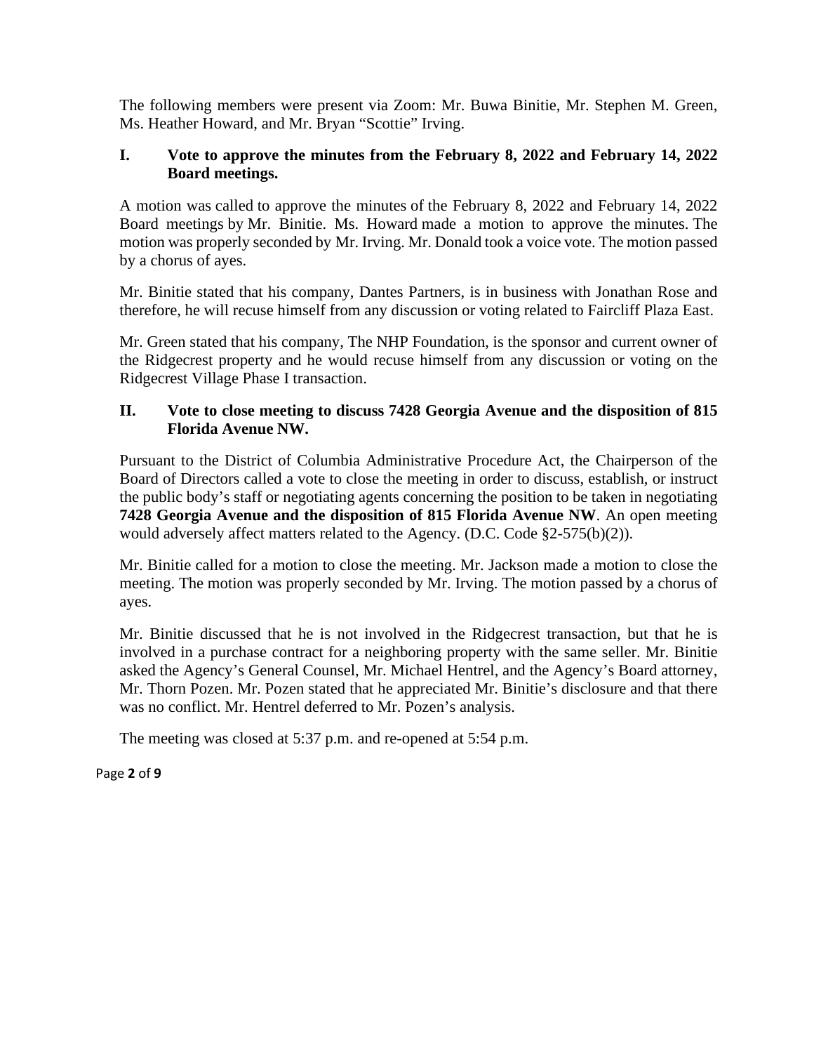The following members were present via Zoom: Mr. Buwa Binitie, Mr. Stephen M. Green, Ms. Heather Howard, and Mr. Bryan "Scottie" Irving.

## I. Vote to approve the minutes from the February 8, 2022 and February 14, 2022 Board meetings.

A motion was called to approve the minutes of the February 8, 2022 and February 14, 2022 Board meetings by Mr. Binitie. Ms. Howard made a motion to approve the minutes. The motion was properly seconded by Mr. Irving. Mr. Donald took a voice vote. The motion passed by a chorus of ayes.

Mr. Binitie stated that his company, Dantes Partners, is in business with Jonathan Rose and therefore, he will recuse himself from any discussion or voting related to Faircliff Plaza East.

Mr. Green stated that his company, The NHP Foundation, is the sponsor and current owner of the Ridgecrest property and he would recuse himself from any discussion or voting on the Ridgecrest Village Phase I transaction.

## II. Vote to close meeting to discuss 7428 Georgia Avenue and the disposition of 815 Florida Avenue NW.

Pursuant to the District of Columbia Administrative Procedure Act, the Chairperson of the Board of Directors called a vote to close the meeting in order to discuss, establish, or instruct the public body's staff or negotiating agents concerning the position to be taken in negotiating **7428 Georgia Avenue and the disposition of 815 Florida Avenue NW**. An open meeting would adversely affect matters related to the Agency. (D.C. Code §2-575(b)(2)).

Mr. Binitie called for a motion to close the meeting. Mr. Jackson made a motion to close the meeting. The motion was properly seconded by Mr. Irving. The motion passed by a chorus of ayes.

Mr. Binitie discussed that he is not involved in the Ridgecrest transaction, but that he is involved in a purchase contract for a neighboring property with the same seller. Mr. Binitie asked the Agency's General Counsel, Mr. Michael Hentrel, and the Agency's Board attorney, Mr. Thorn Pozen. Mr. Pozen stated that he appreciated Mr. Binitie's disclosure and that there was no conflict. Mr. Hentrel deferred to Mr. Pozen's analysis.

The meeting was closed at 5:37 p.m. and re-opened at 5:54 p.m.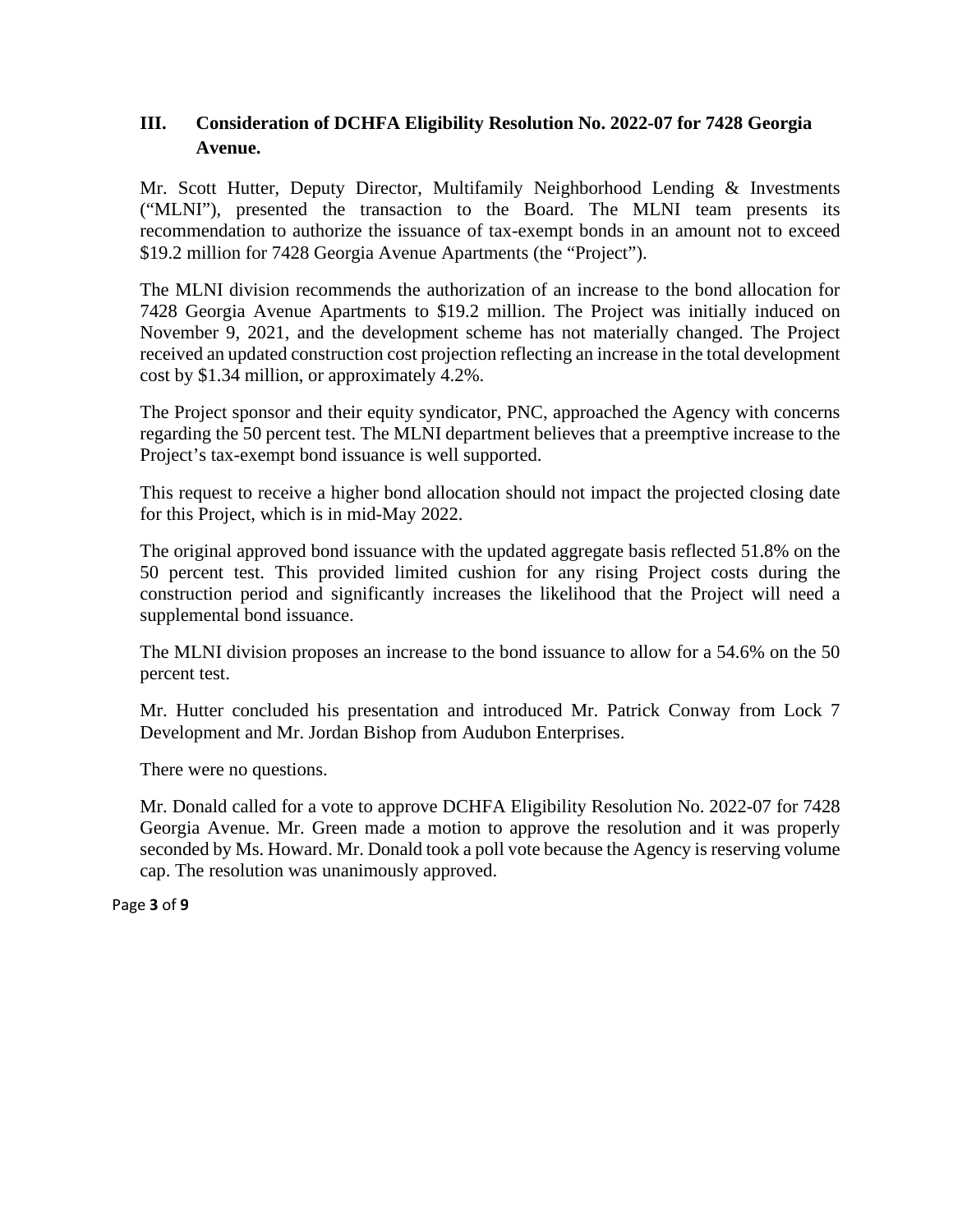## III. Consideration of DCHFA Eligibility Resolution No. 2022-07 for 7428 Georgia Avenue.

Mr. Scott Hutter, Deputy Director, Multifamily Neighborhood Lending & Investments ("MLNI"), presented the transaction to the Board. The MLNI team presents its recommendation to authorize the issuance of tax-exempt bonds in an amount not to exceed $19.2 million for 7428 Georgia Avenue Apartments (the "Project").

The MLNI division recommends the authorization of an increase to the bond allocation for 7428 Georgia Avenue Apartments to $19.2 million. The Project was initially induced on November 9, 2021, and the development scheme has not materially changed. The Project received an updated construction cost projection reflecting an increase in the total development cost by $1.34 million, or approximately 4.2%.

The Project sponsor and their equity syndicator, PNC, approached the Agency with concerns regarding the 50 percent test. The MLNI department believes that a preemptive increase to the Project's tax-exempt bond issuance is well supported.

This request to receive a higher bond allocation should not impact the projected closing date for this Project, which is in mid-May 2022.

The original approved bond issuance with the updated aggregate basis reflected 51.8% on the 50 percent test. This provided limited cushion for any rising Project costs during the construction period and significantly increases the likelihood that the Project will need a supplemental bond issuance.

The MLNI division proposes an increase to the bond issuance to allow for a 54.6% on the 50 percent test.

Mr. Hutter concluded his presentation and introduced Mr. Patrick Conway from Lock 7 Development and Mr. Jordan Bishop from Audubon Enterprises.

There were no questions.

Mr. Donald called for a vote to approve DCHFA Eligibility Resolution No. 2022-07 for 7428 Georgia Avenue. Mr. Green made a motion to approve the resolution and it was properly seconded by Ms. Howard. Mr. Donald took a poll vote because the Agency is reserving volume cap. The resolution was unanimously approved.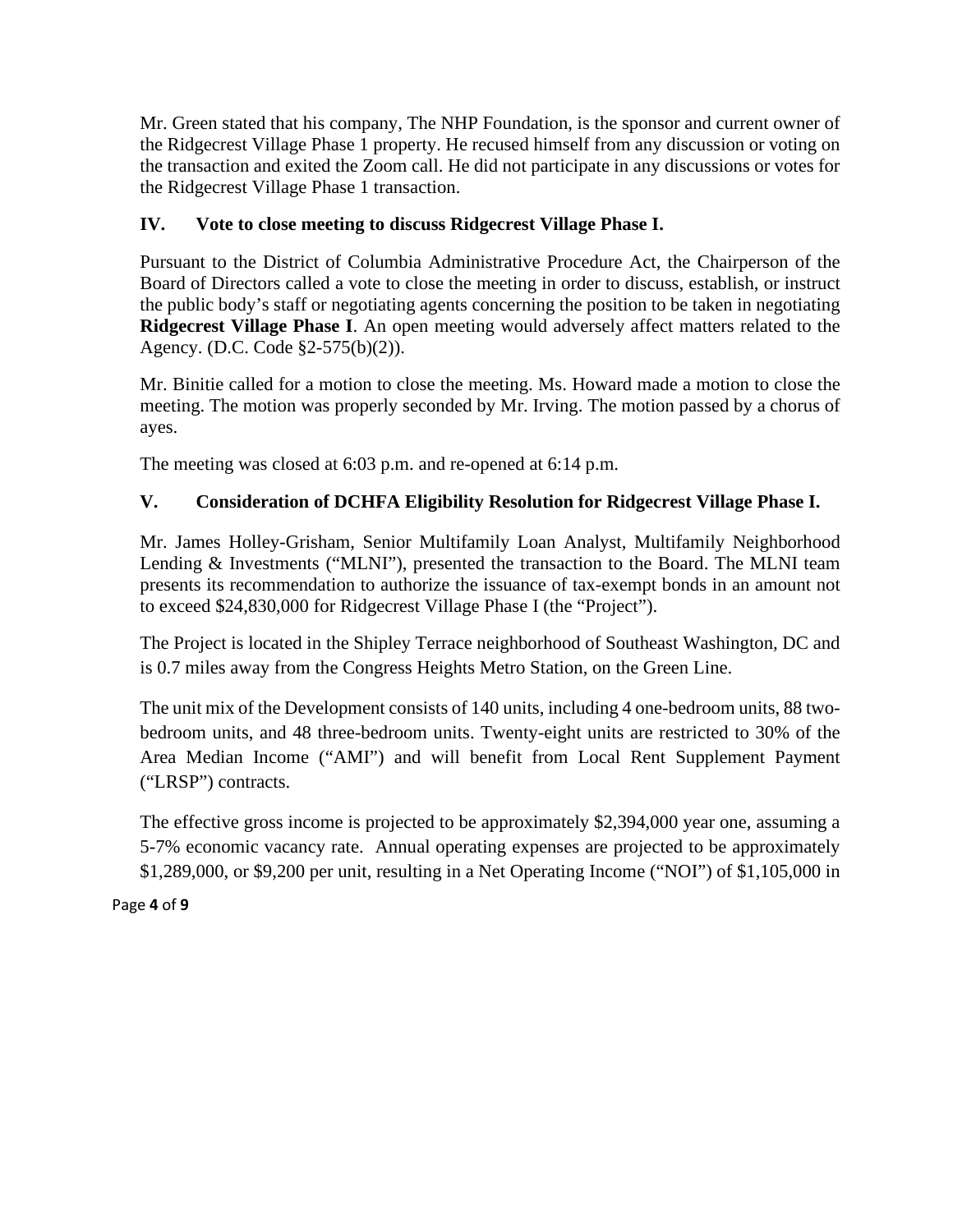Mr. Green stated that his company, The NHP Foundation, is the sponsor and current owner of the Ridgecrest Village Phase 1 property. He recused himself from any discussion or voting on the transaction and exited the Zoom call. He did not participate in any discussions or votes for the Ridgecrest Village Phase 1 transaction.

## IV. Vote to close meeting to discuss Ridgecrest Village Phase I.

Pursuant to the District of Columbia Administrative Procedure Act, the Chairperson of the Board of Directors called a vote to close the meeting in order to discuss, establish, or instruct the public body's staff or negotiating agents concerning the position to be taken in negotiating **Ridgecrest Village Phase I**. An open meeting would adversely affect matters related to the Agency. (D.C. Code §2-575(b)(2)).

Mr. Binitie called for a motion to close the meeting. Ms. Howard made a motion to close the meeting. The motion was properly seconded by Mr. Irving. The motion passed by a chorus of ayes.

The meeting was closed at 6:03 p.m. and re-opened at 6:14 p.m.

## V. Consideration of DCHFA Eligibility Resolution for Ridgecrest Village Phase I.

Mr. James Holley-Grisham, Senior Multifamily Loan Analyst, Multifamily Neighborhood Lending & Investments ("MLNI"), presented the transaction to the Board. The MLNI team presents its recommendation to authorize the issuance of tax-exempt bonds in an amount not to exceed $24,830,000 for Ridgecrest Village Phase I (the "Project").

The Project is located in the Shipley Terrace neighborhood of Southeast Washington, DC and is 0.7 miles away from the Congress Heights Metro Station, on the Green Line.

The unit mix of the Development consists of 140 units, including 4 one-bedroom units, 88 two-bedroom units, and 48 three-bedroom units. Twenty-eight units are restricted to 30% of the Area Median Income ("AMI") and will benefit from Local Rent Supplement Payment ("LRSP") contracts.

The effective gross income is projected to be approximately $2,394,000 year one, assuming a 5-7% economic vacancy rate. Annual operating expenses are projected to be approximately $1,289,000, or $9,200 per unit, resulting in a Net Operating Income ("NOI") of $1,105,000 in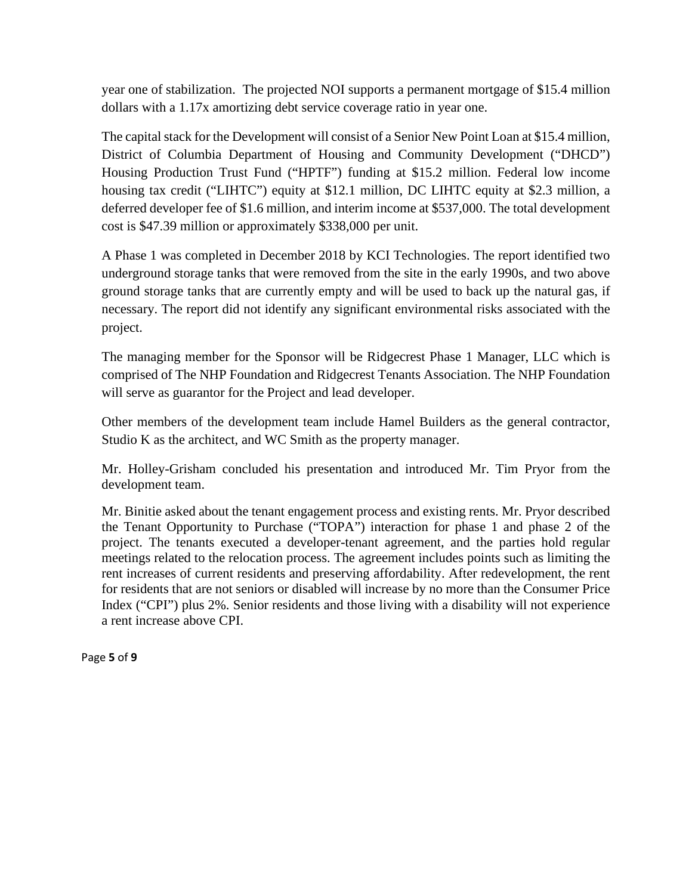year one of stabilization. The projected NOI supports a permanent mortgage of $15.4 million dollars with a 1.17x amortizing debt service coverage ratio in year one.

The capital stack for the Development will consist of a Senior New Point Loan at $15.4 million, District of Columbia Department of Housing and Community Development ("DHCD") Housing Production Trust Fund ("HPTF") funding at $15.2 million. Federal low income housing tax credit ("LIHTC") equity at $12.1 million, DC LIHTC equity at $2.3 million, a deferred developer fee of $1.6 million, and interim income at $537,000. The total development cost is $47.39 million or approximately $338,000 per unit.

A Phase 1 was completed in December 2018 by KCI Technologies. The report identified two underground storage tanks that were removed from the site in the early 1990s, and two above ground storage tanks that are currently empty and will be used to back up the natural gas, if necessary. The report did not identify any significant environmental risks associated with the project.

The managing member for the Sponsor will be Ridgecrest Phase 1 Manager, LLC which is comprised of The NHP Foundation and Ridgecrest Tenants Association. The NHP Foundation will serve as guarantor for the Project and lead developer.

Other members of the development team include Hamel Builders as the general contractor, Studio K as the architect, and WC Smith as the property manager.

Mr. Holley-Grisham concluded his presentation and introduced Mr. Tim Pryor from the development team.

Mr. Binitie asked about the tenant engagement process and existing rents. Mr. Pryor described the Tenant Opportunity to Purchase ("TOPA") interaction for phase 1 and phase 2 of the project. The tenants executed a developer-tenant agreement, and the parties hold regular meetings related to the relocation process. The agreement includes points such as limiting the rent increases of current residents and preserving affordability. After redevelopment, the rent for residents that are not seniors or disabled will increase by no more than the Consumer Price Index ("CPI") plus 2%. Senior residents and those living with a disability will not experience a rent increase above CPI.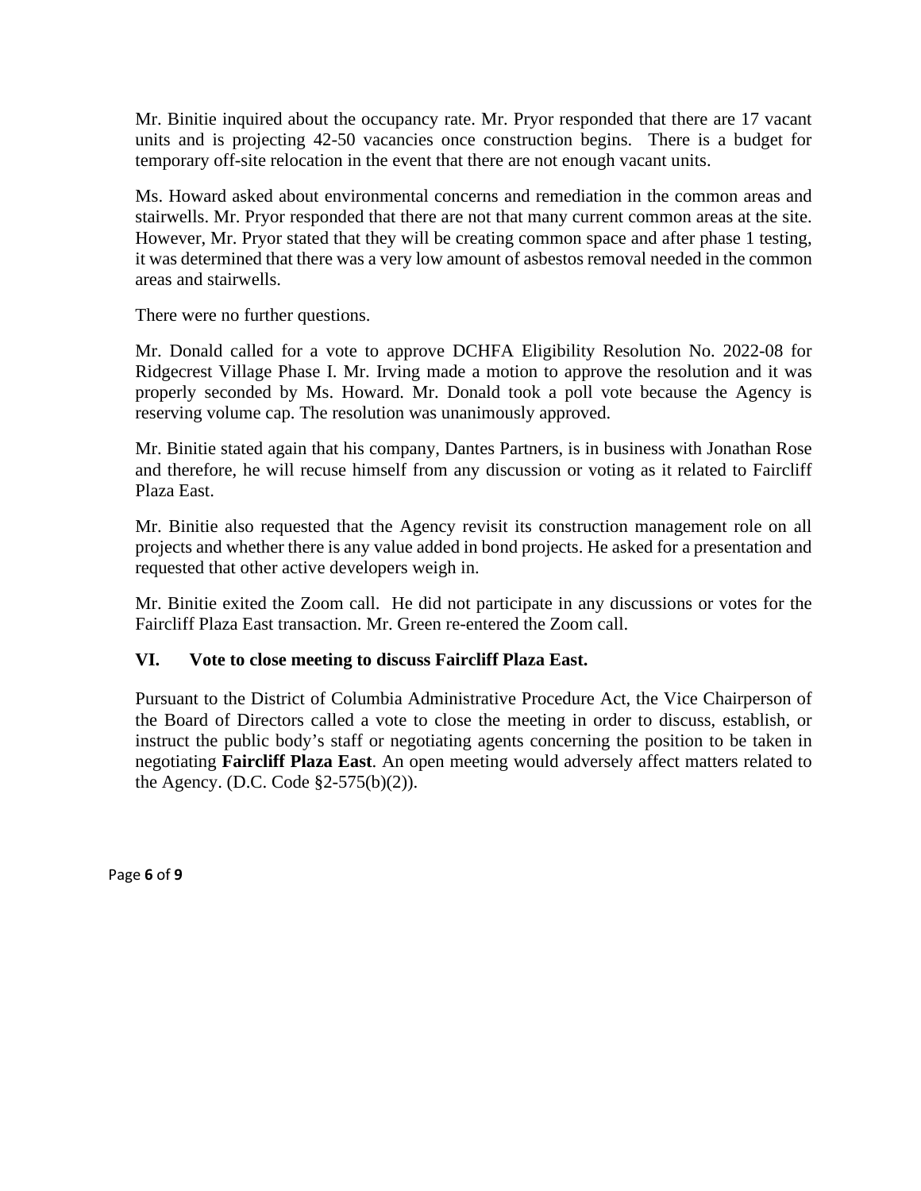Mr. Binitie inquired about the occupancy rate. Mr. Pryor responded that there are 17 vacant units and is projecting 42-50 vacancies once construction begins. There is a budget for temporary off-site relocation in the event that there are not enough vacant units.

Ms. Howard asked about environmental concerns and remediation in the common areas and stairwells. Mr. Pryor responded that there are not that many current common areas at the site. However, Mr. Pryor stated that they will be creating common space and after phase 1 testing, it was determined that there was a very low amount of asbestos removal needed in the common areas and stairwells.

There were no further questions.

Mr. Donald called for a vote to approve DCHFA Eligibility Resolution No. 2022-08 for Ridgecrest Village Phase I. Mr. Irving made a motion to approve the resolution and it was properly seconded by Ms. Howard. Mr. Donald took a poll vote because the Agency is reserving volume cap. The resolution was unanimously approved.

Mr. Binitie stated again that his company, Dantes Partners, is in business with Jonathan Rose and therefore, he will recuse himself from any discussion or voting as it related to Faircliff Plaza East.

Mr. Binitie also requested that the Agency revisit its construction management role on all projects and whether there is any value added in bond projects. He asked for a presentation and requested that other active developers weigh in.

Mr. Binitie exited the Zoom call. He did not participate in any discussions or votes for the Faircliff Plaza East transaction. Mr. Green re-entered the Zoom call.

## VI. Vote to close meeting to discuss Faircliff Plaza East.

Pursuant to the District of Columbia Administrative Procedure Act, the Vice Chairperson of the Board of Directors called a vote to close the meeting in order to discuss, establish, or instruct the public body's staff or negotiating agents concerning the position to be taken in negotiating **Faircliff Plaza East**. An open meeting would adversely affect matters related to the Agency. (D.C. Code §2-575(b)(2)).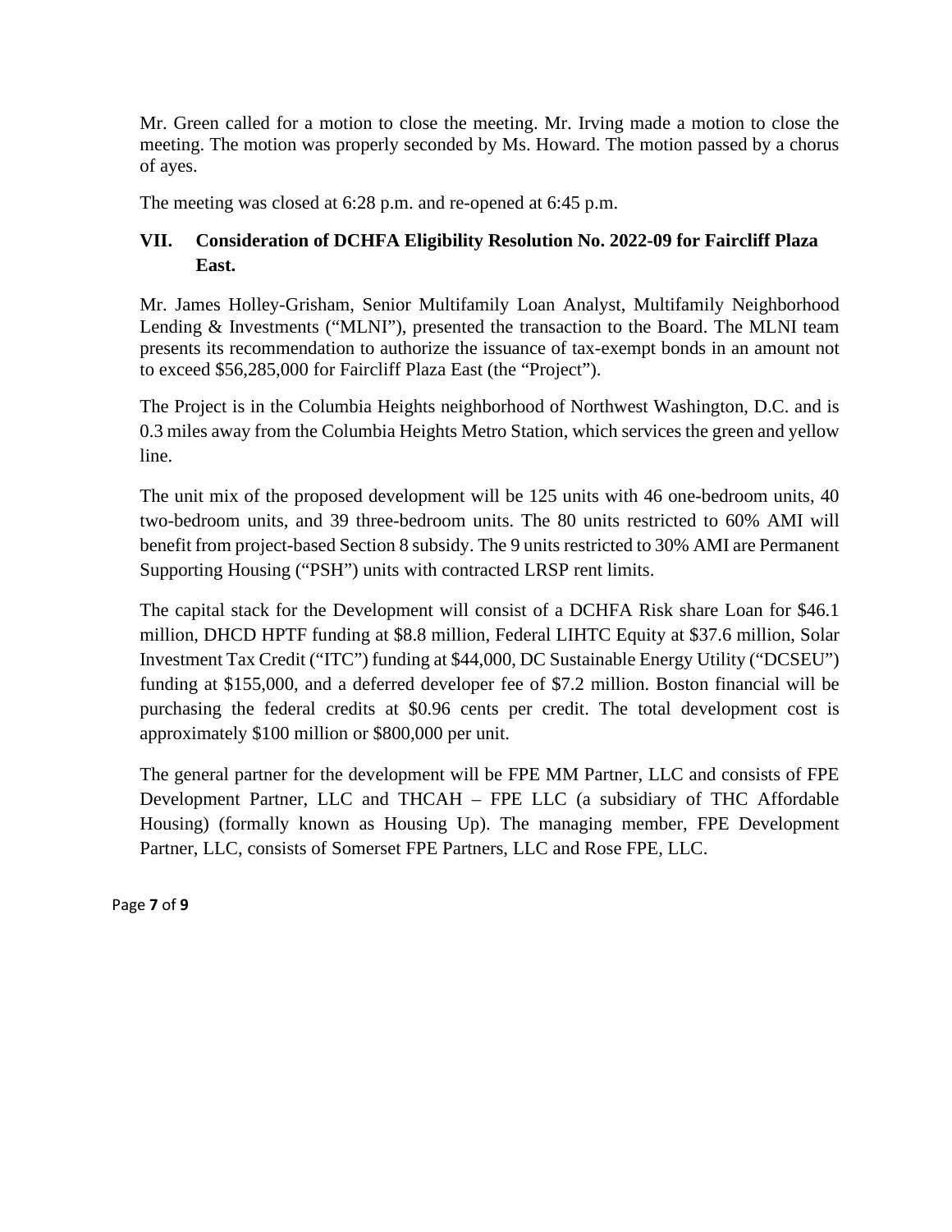Mr. Green called for a motion to close the meeting. Mr. Irving made a motion to close the meeting. The motion was properly seconded by Ms. Howard. The motion passed by a chorus of ayes.

The meeting was closed at 6:28 p.m. and re-opened at 6:45 p.m.

## VII. Consideration of DCHFA Eligibility Resolution No. 2022-09 for Faircliff Plaza East.

Mr. James Holley-Grisham, Senior Multifamily Loan Analyst, Multifamily Neighborhood Lending & Investments ("MLNI"), presented the transaction to the Board. The MLNI team presents its recommendation to authorize the issuance of tax-exempt bonds in an amount not to exceed $56,285,000 for Faircliff Plaza East (the "Project").

The Project is in the Columbia Heights neighborhood of Northwest Washington, D.C. and is 0.3 miles away from the Columbia Heights Metro Station, which services the green and yellow line.

The unit mix of the proposed development will be 125 units with 46 one-bedroom units, 40 two-bedroom units, and 39 three-bedroom units. The 80 units restricted to 60% AMI will benefit from project-based Section 8 subsidy. The 9 units restricted to 30% AMI are Permanent Supporting Housing ("PSH") units with contracted LRSP rent limits.

The capital stack for the Development will consist of a DCHFA Risk share Loan for $46.1 million, DHCD HPTF funding at $8.8 million, Federal LIHTC Equity at $37.6 million, Solar Investment Tax Credit ("ITC") funding at $44,000, DC Sustainable Energy Utility ("DCSEU") funding at $155,000, and a deferred developer fee of $7.2 million. Boston financial will be purchasing the federal credits at $0.96 cents per credit. The total development cost is approximately $100 million or $800,000 per unit.

The general partner for the development will be FPE MM Partner, LLC and consists of FPE Development Partner, LLC and THCAH – FPE LLC (a subsidiary of THC Affordable Housing) (formally known as Housing Up). The managing member, FPE Development Partner, LLC, consists of Somerset FPE Partners, LLC and Rose FPE, LLC.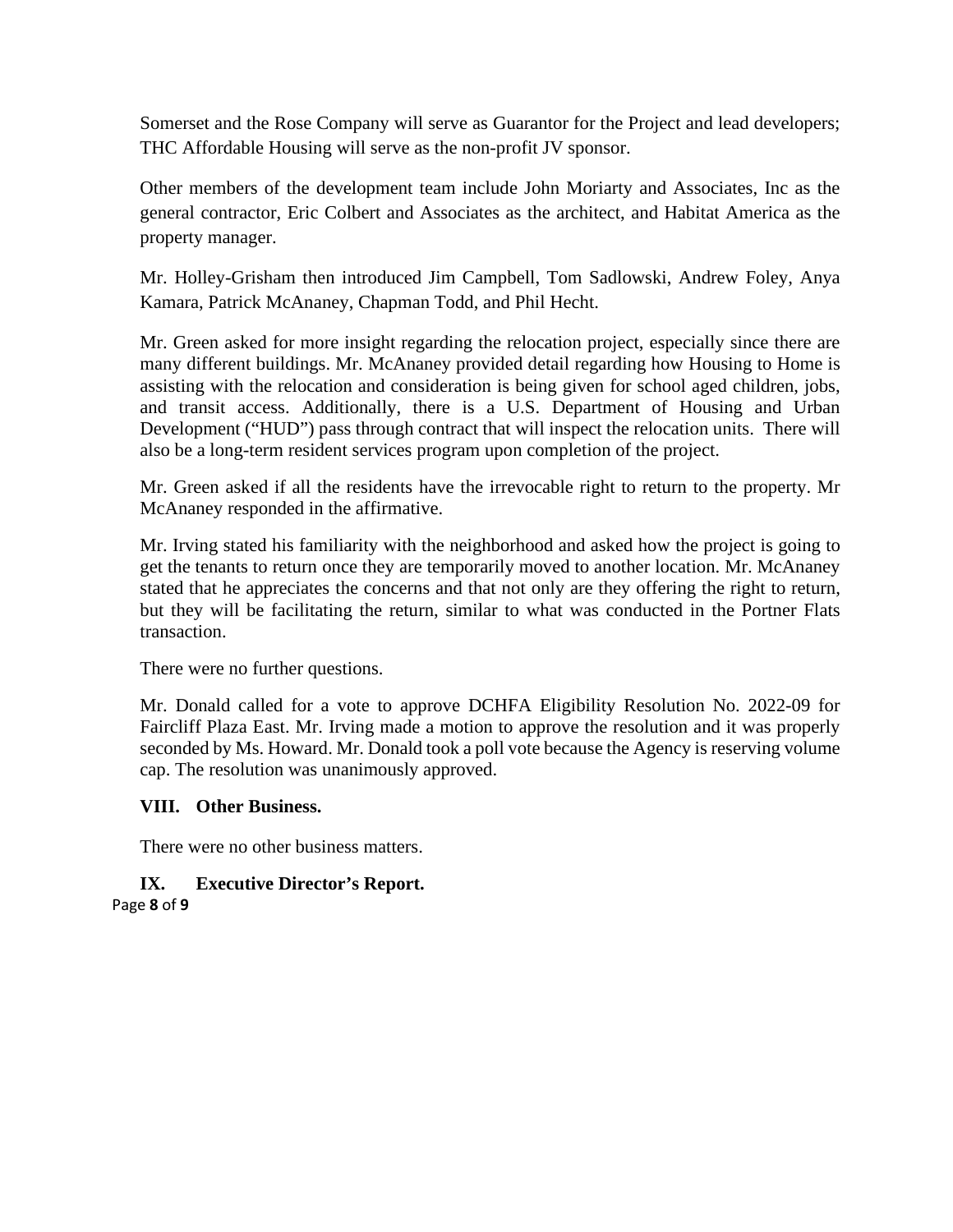Somerset and the Rose Company will serve as Guarantor for the Project and lead developers; THC Affordable Housing will serve as the non-profit JV sponsor.

Other members of the development team include John Moriarty and Associates, Inc as the general contractor, Eric Colbert and Associates as the architect, and Habitat America as the property manager.

Mr. Holley-Grisham then introduced Jim Campbell, Tom Sadlowski, Andrew Foley, Anya Kamara, Patrick McAnaney, Chapman Todd, and Phil Hecht.

Mr. Green asked for more insight regarding the relocation project, especially since there are many different buildings. Mr. McAnaney provided detail regarding how Housing to Home is assisting with the relocation and consideration is being given for school aged children, jobs, and transit access. Additionally, there is a U.S. Department of Housing and Urban Development ("HUD") pass through contract that will inspect the relocation units. There will also be a long-term resident services program upon completion of the project.

Mr. Green asked if all the residents have the irrevocable right to return to the property. Mr McAnaney responded in the affirmative.

Mr. Irving stated his familiarity with the neighborhood and asked how the project is going to get the tenants to return once they are temporarily moved to another location. Mr. McAnaney stated that he appreciates the concerns and that not only are they offering the right to return, but they will be facilitating the return, similar to what was conducted in the Portner Flats transaction.

There were no further questions.

Mr. Donald called for a vote to approve DCHFA Eligibility Resolution No. 2022-09 for Faircliff Plaza East. Mr. Irving made a motion to approve the resolution and it was properly seconded by Ms. Howard. Mr. Donald took a poll vote because the Agency is reserving volume cap. The resolution was unanimously approved.

## VIII. Other Business.

There were no other business matters.

## IX. Executive Director's Report.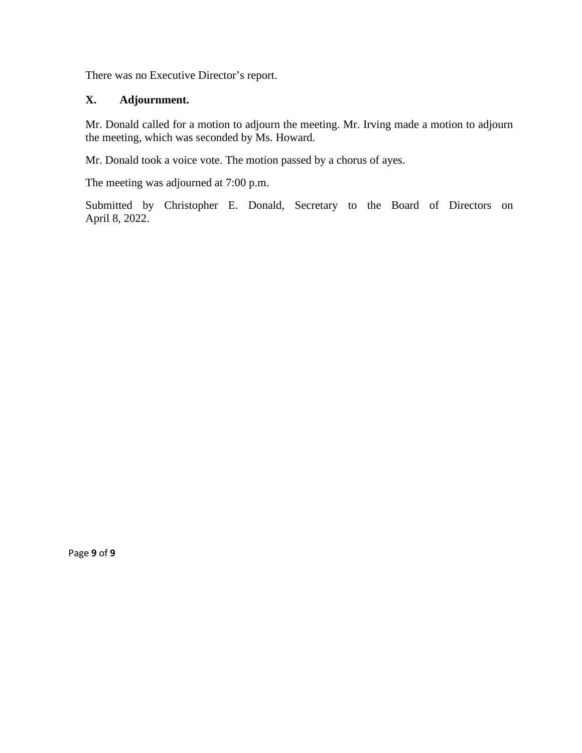There was no Executive Director's report.

## X. Adjournment.

Mr. Donald called for a motion to adjourn the meeting. Mr. Irving made a motion to adjourn the meeting, which was seconded by Ms. Howard.

Mr. Donald took a voice vote. The motion passed by a chorus of ayes.

The meeting was adjourned at 7:00 p.m.

Submitted by Christopher E. Donald, Secretary to the Board of Directors on April 8, 2022.